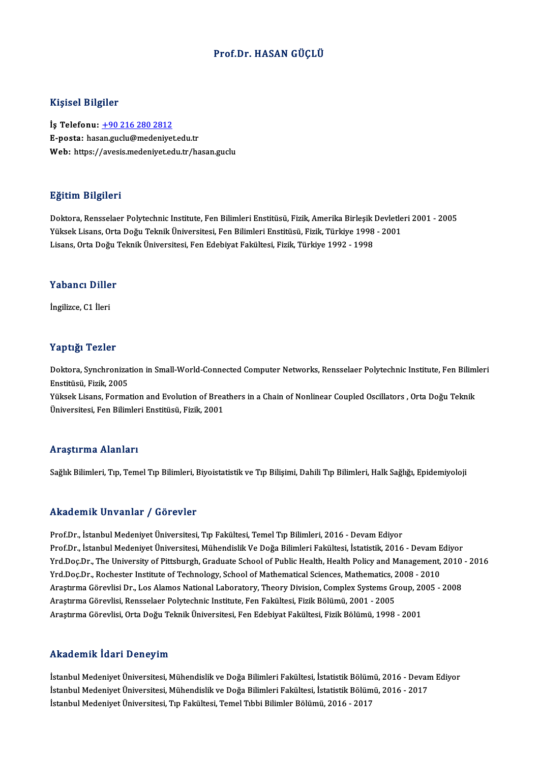# Prof.Dr. HASAN GÜÇLÜ

## Kişisel Bilgiler

**İş Telefonu:** +90 216 280 2812
**E-posta:** hasan.guclu@medeniyet.edu.tr
**Web:** https://avesis.medeniyet.edu.tr/hasan.guclu

## Eğitim Bilgileri

Doktora, Rensselaer Polytechnic Institute, Fen Bilimleri Enstitüsü, Fizik, Amerika Birleşik Devletleri 2001 - 2005
Yüksek Lisans, Orta Doğu Teknik Üniversitesi, Fen Bilimleri Enstitüsü, Fizik, Türkiye 1998 - 2001
Lisans, Orta Doğu Teknik Üniversitesi, Fen Edebiyat Fakültesi, Fizik, Türkiye 1992 - 1998

## Yabancı Diller

İngilizce, C1 İleri

## Yaptığı Tezler

Doktora, Synchronization in Small-World-Connected Computer Networks, Rensselaer Polytechnic Institute, Fen Bilimleri Enstitüsü, Fizik, 2005
Yüksek Lisans, Formation and Evolution of Breathers in a Chain of Nonlinear Coupled Oscillators , Orta Doğu Teknik Üniversitesi, Fen Bilimleri Enstitüsü, Fizik, 2001

## Araştırma Alanları

Sağlık Bilimleri, Tıp, Temel Tıp Bilimleri, Biyoistatistik ve Tıp Bilişimi, Dahili Tıp Bilimleri, Halk Sağlığı, Epidemiyoloji

## Akademik Unvanlar / Görevler

Prof.Dr., İstanbul Medeniyet Üniversitesi, Tıp Fakültesi, Temel Tıp Bilimleri, 2016 - Devam Ediyor
Prof.Dr., İstanbul Medeniyet Üniversitesi, Mühendislik Ve Doğa Bilimleri Fakültesi, İstatistik, 2016 - Devam Ediyor
Yrd.Doç.Dr., The University of Pittsburgh, Graduate School of Public Health, Health Policy and Management, 2010 - 2016
Yrd.Doç.Dr., Rochester Institute of Technology, School of Mathematical Sciences, Mathematics, 2008 - 2010
Araştırma Görevlisi Dr., Los Alamos National Laboratory, Theory Division, Complex Systems Group, 2005 - 2008
Araştırma Görevlisi, Rensselaer Polytechnic Institute, Fen Fakültesi, Fizik Bölümü, 2001 - 2005
Araştırma Görevlisi, Orta Doğu Teknik Üniversitesi, Fen Edebiyat Fakültesi, Fizik Bölümü, 1998 - 2001

## Akademik İdari Deneyim

İstanbul Medeniyet Üniversitesi, Mühendislik ve Doğa Bilimleri Fakültesi, İstatistik Bölümü, 2016 - Devam Ediyor
İstanbul Medeniyet Üniversitesi, Mühendislik ve Doğa Bilimleri Fakültesi, İstatistik Bölümü, 2016 - 2017
İstanbul Medeniyet Üniversitesi, Tıp Fakültesi, Temel Tıbbi Bilimler Bölümü, 2016 - 2017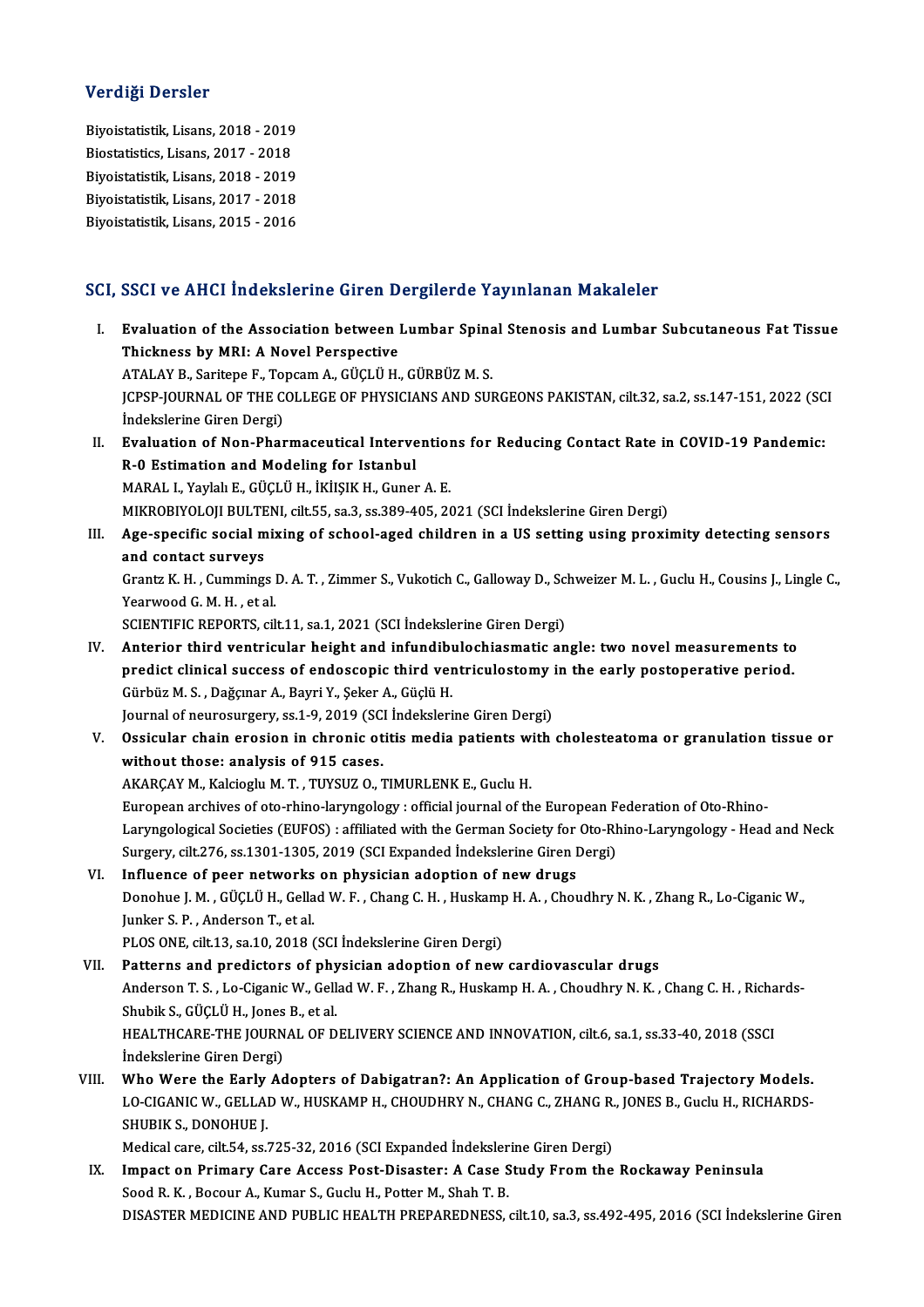## Verdiği Dersler

Biyoistatistik, Lisans, 2018 - 2019
Biostatistics, Lisans, 2017 - 2018
Biyoistatistik, Lisans, 2018 - 2019
Biyoistatistik, Lisans, 2017 - 2018
Biyoistatistik, Lisans, 2015 - 2016

## SCI, SSCI ve AHCI İndekslerine Giren Dergilerde Yayınlanan Makaleler

I. **Evaluation of the Association between Lumbar Spinal Stenosis and Lumbar Subcutaneous Fat Tissue Thickness by MRI: A Novel Perspective**
ATALAY B., Saritepe F., Topcam A., GÜÇLÜ H., GÜRBÜZ M. S.
JCPSP-JOURNAL OF THE COLLEGE OF PHYSICIANS AND SURGEONS PAKISTAN, cilt.32, sa.2, ss.147-151, 2022 (SCI İndekslerine Giren Dergi)

II. **Evaluation of Non-Pharmaceutical Interventions for Reducing Contact Rate in COVID-19 Pandemic: R-0 Estimation and Modeling for Istanbul**
MARAL I., Yaylalı E., GÜÇLÜ H., İKİIŞIK H., Guner A. E.
MIKROBIYOLOJI BULTENI, cilt.55, sa.3, ss.389-405, 2021 (SCI İndekslerine Giren Dergi)

III. **Age-specific social mixing of school-aged children in a US setting using proximity detecting sensors and contact surveys**
Grantz K. H. , Cummings D. A. T. , Zimmer S., Vukotich C., Galloway D., Schweizer M. L. , Guclu H., Cousins J., Lingle C., Yearwood G. M. H. , et al.
SCIENTIFIC REPORTS, cilt.11, sa.1, 2021 (SCI İndekslerine Giren Dergi)

IV. **Anterior third ventricular height and infundibulochiasmatic angle: two novel measurements to predict clinical success of endoscopic third ventriculostomy in the early postoperative period.**
Gürbüz M. S. , Dağçınar A., Bayri Y., Şeker A., Güçlü H.
Journal of neurosurgery, ss.1-9, 2019 (SCI İndekslerine Giren Dergi)

V. **Ossicular chain erosion in chronic otitis media patients with cholesteatoma or granulation tissue or without those: analysis of 915 cases.**
AKARÇAY M., Kalcioglu M. T. , TUYSUZ O., TIMURLENK E., Guclu H.
European archives of oto-rhino-laryngology : official journal of the European Federation of Oto-Rhino-Laryngological Societies (EUFOS) : affiliated with the German Society for Oto-Rhino-Laryngology - Head and Neck Surgery, cilt.276, ss.1301-1305, 2019 (SCI Expanded İndekslerine Giren Dergi)

VI. **Influence of peer networks on physician adoption of new drugs**
Donohue J. M. , GÜÇLÜ H., Gellad W. F. , Chang C. H. , Huskamp H. A. , Choudhry N. K. , Zhang R., Lo-Ciganic W., Junker S. P. , Anderson T., et al.
PLOS ONE, cilt.13, sa.10, 2018 (SCI İndekslerine Giren Dergi)

VII. **Patterns and predictors of physician adoption of new cardiovascular drugs**
Anderson T. S. , Lo-Ciganic W., Gellad W. F. , Zhang R., Huskamp H. A. , Choudhry N. K. , Chang C. H. , Richards-Shubik S., GÜÇLÜ H., Jones B., et al.
HEALTHCARE-THE JOURNAL OF DELIVERY SCIENCE AND INNOVATION, cilt.6, sa.1, ss.33-40, 2018 (SSCI İndekslerine Giren Dergi)

VIII. **Who Were the Early Adopters of Dabigatran?: An Application of Group-based Trajectory Models.**
LO-CIGANIC W., GELLAD W., HUSKAMP H., CHOUDHRY N., CHANG C., ZHANG R., JONES B., Guclu H., RICHARDS-SHUBIK S., DONOHUE J.
Medical care, cilt.54, ss.725-32, 2016 (SCI Expanded İndekslerine Giren Dergi)

IX. **Impact on Primary Care Access Post-Disaster: A Case Study From the Rockaway Peninsula**
Sood R. K. , Bocour A., Kumar S., Guclu H., Potter M., Shah T. B.
DISASTER MEDICINE AND PUBLIC HEALTH PREPAREDNESS, cilt.10, sa.3, ss.492-495, 2016 (SCI İndekslerine Giren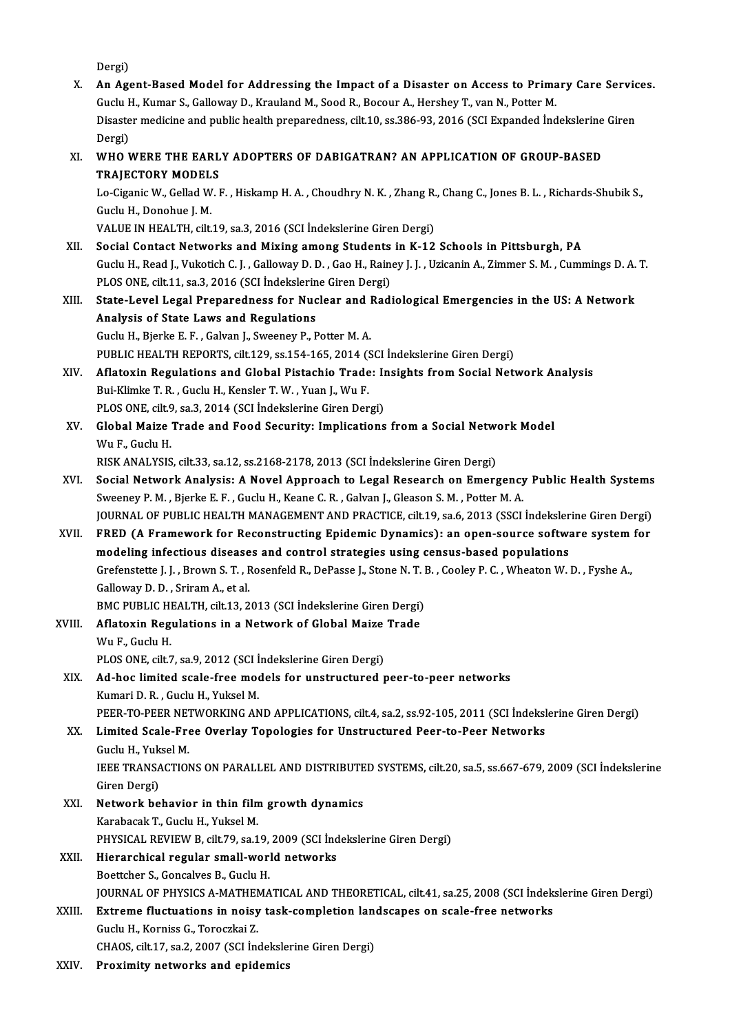Dergi)

X. **An Agent-Based Model for Addressing the Impact of a Disaster on Access to Primary Care Services.**
Guclu H., Kumar S., Galloway D., Krauland M., Sood R., Bocour A., Hershey T., van N., Potter M.
Disaster medicine and public health preparedness, cilt.10, ss.386-93, 2016 (SCI Expanded İndekslerine Giren Dergi)

XI. **WHO WERE THE EARLY ADOPTERS OF DABIGATRAN? AN APPLICATION OF GROUP-BASED TRAJECTORY MODELS**
Lo-Ciganic W., Gellad W. F. , Hiskamp H. A. , Choudhry N. K. , Zhang R., Chang C., Jones B. L. , Richards-Shubik S., Guclu H., Donohue J. M.
VALUE IN HEALTH, cilt.19, sa.3, 2016 (SCI İndekslerine Giren Dergi)

XII. **Social Contact Networks and Mixing among Students in K-12 Schools in Pittsburgh, PA**
Guclu H., Read J., Vukotich C. J. , Galloway D. D. , Gao H., Rainey J. J. , Uzicanin A., Zimmer S. M. , Cummings D. A. T.
PLOS ONE, cilt.11, sa.3, 2016 (SCI İndekslerine Giren Dergi)

XIII. **State-Level Legal Preparedness for Nuclear and Radiological Emergencies in the US: A Network Analysis of State Laws and Regulations**
Guclu H., Bjerke E. F. , Galvan J., Sweeney P., Potter M. A.
PUBLIC HEALTH REPORTS, cilt.129, ss.154-165, 2014 (SCI İndekslerine Giren Dergi)

XIV. **Aflatoxin Regulations and Global Pistachio Trade: Insights from Social Network Analysis**
Bui-Klimke T. R. , Guclu H., Kensler T. W. , Yuan J., Wu F.
PLOS ONE, cilt.9, sa.3, 2014 (SCI İndekslerine Giren Dergi)

XV. **Global Maize Trade and Food Security: Implications from a Social Network Model**
Wu F., Guclu H.
RISK ANALYSIS, cilt.33, sa.12, ss.2168-2178, 2013 (SCI İndekslerine Giren Dergi)

XVI. **Social Network Analysis: A Novel Approach to Legal Research on Emergency Public Health Systems**
Sweeney P. M. , Bjerke E. F. , Guclu H., Keane C. R. , Galvan J., Gleason S. M. , Potter M. A.
JOURNAL OF PUBLIC HEALTH MANAGEMENT AND PRACTICE, cilt.19, sa.6, 2013 (SSCI İndekslerine Giren Dergi)

XVII. **FRED (A Framework for Reconstructing Epidemic Dynamics): an open-source software system for modeling infectious diseases and control strategies using census-based populations**
Grefenstette J. J. , Brown S. T. , Rosenfeld R., DePasse J., Stone N. T. B. , Cooley P. C. , Wheaton W. D. , Fyshe A., Galloway D. D. , Sriram A., et al.
BMC PUBLIC HEALTH, cilt.13, 2013 (SCI İndekslerine Giren Dergi)

XVIII. **Aflatoxin Regulations in a Network of Global Maize Trade**
Wu F., Guclu H.
PLOS ONE, cilt.7, sa.9, 2012 (SCI İndekslerine Giren Dergi)

XIX. **Ad-hoc limited scale-free models for unstructured peer-to-peer networks**
Kumari D. R. , Guclu H., Yuksel M.
PEER-TO-PEER NETWORKING AND APPLICATIONS, cilt.4, sa.2, ss.92-105, 2011 (SCI İndekslerine Giren Dergi)

XX. **Limited Scale-Free Overlay Topologies for Unstructured Peer-to-Peer Networks**
Guclu H., Yuksel M.
IEEE TRANSACTIONS ON PARALLEL AND DISTRIBUTED SYSTEMS, cilt.20, sa.5, ss.667-679, 2009 (SCI İndekslerine Giren Dergi)

XXI. **Network behavior in thin film growth dynamics**
Karabacak T., Guclu H., Yuksel M.
PHYSICAL REVIEW B, cilt.79, sa.19, 2009 (SCI İndekslerine Giren Dergi)

XXII. **Hierarchical regular small-world networks**
Boettcher S., Goncalves B., Guclu H.
JOURNAL OF PHYSICS A-MATHEMATICAL AND THEORETICAL, cilt.41, sa.25, 2008 (SCI İndekslerine Giren Dergi)

XXIII. **Extreme fluctuations in noisy task-completion landscapes on scale-free networks**
Guclu H., Korniss G., Toroczkai Z.
CHAOS, cilt.17, sa.2, 2007 (SCI İndekslerine Giren Dergi)

XXIV. **Proximity networks and epidemics**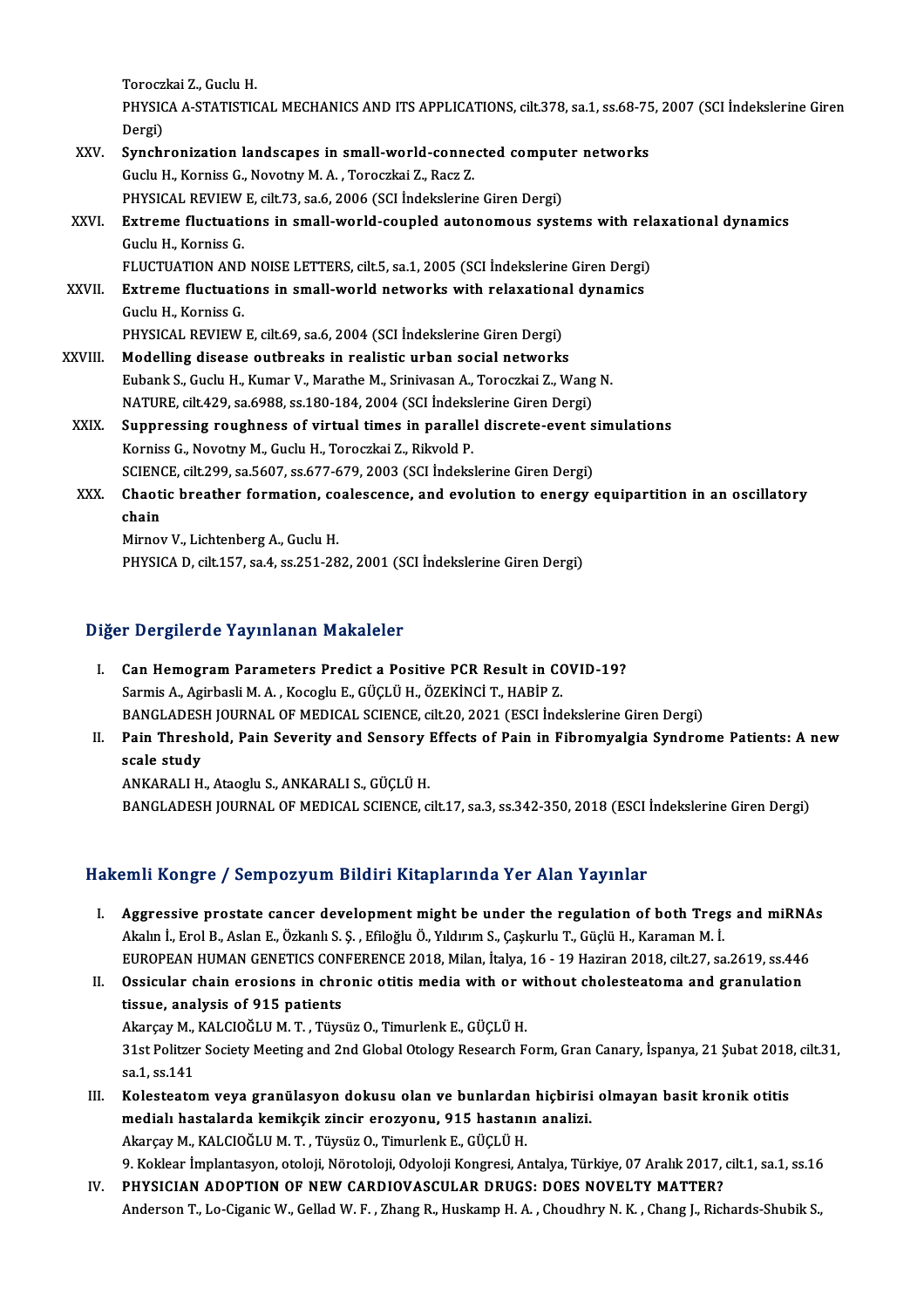Toroczkai Z., Guclu H.
PHYSICA A-STATISTICAL MECHANICS AND ITS APPLICATIONS, cilt.378, sa.1, ss.68-75, 2007 (SCI İndekslerine Giren Dergi)

XXV. **Synchronization landscapes in small-world-connected computer networks**
Guclu H., Korniss G., Novotny M. A. , Toroczkai Z., Racz Z.
PHYSICAL REVIEW E, cilt.73, sa.6, 2006 (SCI İndekslerine Giren Dergi)

XXVI. **Extreme fluctuations in small-world-coupled autonomous systems with relaxational dynamics**
Guclu H., Korniss G.
FLUCTUATION AND NOISE LETTERS, cilt.5, sa.1, 2005 (SCI İndekslerine Giren Dergi)

XXVII. **Extreme fluctuations in small-world networks with relaxational dynamics**
Guclu H., Korniss G.
PHYSICAL REVIEW E, cilt.69, sa.6, 2004 (SCI İndekslerine Giren Dergi)

XXVIII. **Modelling disease outbreaks in realistic urban social networks**
Eubank S., Guclu H., Kumar V., Marathe M., Srinivasan A., Toroczkai Z., Wang N.
NATURE, cilt.429, sa.6988, ss.180-184, 2004 (SCI İndekslerine Giren Dergi)

XXIX. **Suppressing roughness of virtual times in parallel discrete-event simulations**
Korniss G., Novotny M., Guclu H., Toroczkai Z., Rikvold P.
SCIENCE, cilt.299, sa.5607, ss.677-679, 2003 (SCI İndekslerine Giren Dergi)

XXX. **Chaotic breather formation, coalescence, and evolution to energy equipartition in an oscillatory chain**
Mirnov V., Lichtenberg A., Guclu H.
PHYSICA D, cilt.157, sa.4, ss.251-282, 2001 (SCI İndekslerine Giren Dergi)

## Diğer Dergilerde Yayınlanan Makaleler

I. **Can Hemogram Parameters Predict a Positive PCR Result in COVID-19?**
Sarmis A., Agirbasli M. A. , Kocoglu E., GÜÇLÜ H., ÖZEKİNCİ T., HABİP Z.
BANGLADESH JOURNAL OF MEDICAL SCIENCE, cilt.20, 2021 (ESCI İndekslerine Giren Dergi)

II. **Pain Threshold, Pain Severity and Sensory Effects of Pain in Fibromyalgia Syndrome Patients: A new scale study**
ANKARALI H., Ataoglu S., ANKARALI S., GÜÇLÜ H.
BANGLADESH JOURNAL OF MEDICAL SCIENCE, cilt.17, sa.3, ss.342-350, 2018 (ESCI İndekslerine Giren Dergi)

## Hakemli Kongre / Sempozyum Bildiri Kitaplarında Yer Alan Yayınlar

I. **Aggressive prostate cancer development might be under the regulation of both Tregs and miRNAs**
Akalın İ., Erol B., Aslan E., Özkanlı S. Ş. , Efiloğlu Ö., Yıldırım S., Çaşkurlu T., Güçlü H., Karaman M. İ.
EUROPEAN HUMAN GENETICS CONFERENCE 2018, Milan, İtalya, 16 - 19 Haziran 2018, cilt.27, sa.2619, ss.446

II. **Ossicular chain erosions in chronic otitis media with or without cholesteatoma and granulation tissue, analysis of 915 patients**
Akarçay M., KALCIOĞLU M. T. , Tüysüz O., Timurlenk E., GÜÇLÜ H.
31st Politzer Society Meeting and 2nd Global Otology Research Form, Gran Canary, İspanya, 21 Şubat 2018, cilt.31, sa.1, ss.141

III. **Kolesteatom veya granülasyon dokusu olan ve bunlardan hiçbirisi olmayan basit kronik otitis medialı hastalarda kemikçik zincir erozyonu, 915 hastanın analizi.**
Akarçay M., KALCIOĞLU M. T. , Tüysüz O., Timurlenk E., GÜÇLÜ H.
9. Koklear İmplantasyon, otoloji, Nörotoloji, Odyoloji Kongresi, Antalya, Türkiye, 07 Aralık 2017, cilt.1, sa.1, ss.16

IV. **PHYSICIAN ADOPTION OF NEW CARDIOVASCULAR DRUGS: DOES NOVELTY MATTER?**
Anderson T., Lo-Ciganic W., Gellad W. F. , Zhang R., Huskamp H. A. , Choudhry N. K. , Chang J., Richards-Shubik S.,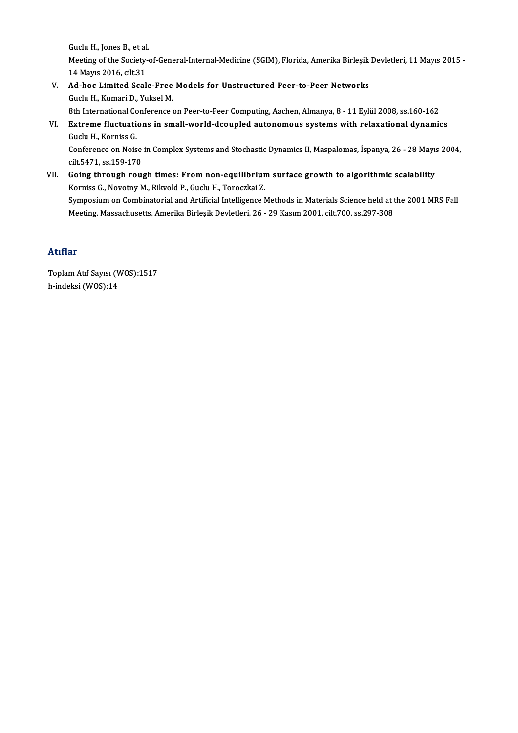Guclu H., Jones B., et al.

Meeting of the Society-of-General-Internal-Medicine (SGIM), Florida, Amerika Birleşik Devletleri, 11 Mayıs 2015 - 14 Mayıs 2016, cilt.31

V. **Ad-hoc Limited Scale-Free Models for Unstructured Peer-to-Peer Networks**
   Guclu H., Kumari D., Yuksel M.
   8th International Conference on Peer-to-Peer Computing, Aachen, Almanya, 8 - 11 Eylül 2008, ss.160-162

VI. **Extreme fluctuations in small-world-dcoupled autonomous systems with relaxational dynamics**
   Guclu H., Korniss G.
   Conference on Noise in Complex Systems and Stochastic Dynamics II, Maspalomas, İspanya, 26 - 28 Mayıs 2004, cilt.5471, ss.159-170

VII. **Going through rough times: From non-equilibrium surface growth to algorithmic scalability**
   Korniss G., Novotny M., Rikvold P., Guclu H., Toroczkai Z.
   Symposium on Combinatorial and Artificial Intelligence Methods in Materials Science held at the 2001 MRS Fall Meeting, Massachusetts, Amerika Birleşik Devletleri, 26 - 29 Kasım 2001, cilt.700, ss.297-308

## Atıflar

Toplam Atıf Sayısı (WOS):1517

h-indeksi (WOS):14